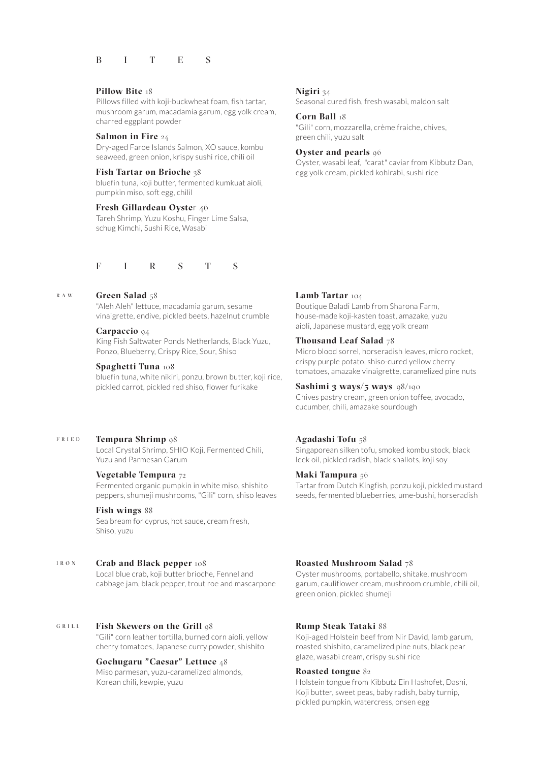# B I T E S

**Pillow Bite** 18
Pillows filled with koji-buckwheat foam, fish tartar, mushroom garum, macadamia garum, egg yolk cream, charred eggplant powder

**Salmon in Fire** 24
Dry-aged Faroe Islands Salmon, XO sauce, kombu seaweed, green onion, krispy sushi rice, chili oil

**Fish Tartar on Brioche** 38
bluefin tuna, koji butter, fermented kumkuat aioli, pumpkin miso, soft egg, chilil

**Fresh Gillardeau Oyste**r 46
Tareh Shrimp, Yuzu Koshu, Finger Lime Salsa, schug Kimchi, Sushi Rice, Wasabi

**Nigiri** 34
Seasonal cured fish, fresh wasabi, maldon salt

**Corn Ball** 18
"Gili" corn, mozzarella, crème fraiche, chives, green chili, yuzu salt

**Oyster and pearls** 96
Oyster, wasabi leaf, "carat" caviar from Kibbutz Dan, egg yolk cream, pickled kohlrabi, sushi rice

# F I R S T S

## RAW

**Green Salad** 58
"Aleh Aleh" lettuce, macadamia garum, sesame vinaigrette, endive, pickled beets, hazelnut crumble

**Carpaccio** 94
King Fish Saltwater Ponds Netherlands, Black Yuzu, Ponzo, Blueberry, Crispy Rice, Sour, Shiso

**Spaghetti Tuna** 108
bluefin tuna, white nikiri, ponzu, brown butter, koji rice, pickled carrot, pickled red shiso, flower furikake

**Lamb Tartar** 104
Boutique Baladi Lamb from Sharona Farm, house-made koji-kasten toast, amazake, yuzu aioli, Japanese mustard, egg yolk cream

**Thousand Leaf Salad** 78
Micro blood sorrel, horseradish leaves, micro rocket, crispy purple potato, shiso-cured yellow cherry tomatoes, amazake vinaigrette, caramelized pine nuts

**Sashimi 3 ways/5 ways** 98/190
Chives pastry cream, green onion toffee, avocado, cucumber, chili, amazake sourdough

## FRIED

**Tempura Shrimp** 98
Local Crystal Shrimp, SHIO Koji, Fermented Chili, Yuzu and Parmesan Garum

**Vegetable Tempura** 72
Fermented organic pumpkin in white miso, shishito peppers, shumeji mushrooms, "Gili" corn, shiso leaves

**Fish wings** 88
Sea bream for cyprus, hot sauce, cream fresh, Shiso, yuzu

**Agadashi Tofu** 58
Singaporean silken tofu, smoked kombu stock, black leek oil, pickled radish, black shallots, koji soy

**Maki Tampura** 56
Tartar from Dutch Kingfish, ponzu koji, pickled mustard seeds, fermented blueberries, ume-bushi, horseradish

## IRON

**Crab and Black pepper** 108
Local blue crab, koji butter brioche, Fennel and cabbage jam, black pepper, trout roe and mascarpone

**Roasted Mushroom Salad** 78
Oyster mushrooms, portabello, shitake, mushroom garum, cauliflower cream, mushroom crumble, chili oil, green onion, pickled shumeji

## GRILL

**Fish Skewers on the Grill** 98
"Gili" corn leather tortilla, burned corn aioli, yellow cherry tomatoes, Japanese curry powder, shishito

**Gochugaru "Caesar" Lettuce** 48
Miso parmesan, yuzu-caramelized almonds, Korean chili, kewpie, yuzu

**Rump Steak Tataki** 88
Koji-aged Holstein beef from Nir David, lamb garum, roasted shishito, caramelized pine nuts, black pear glaze, wasabi cream, crispy sushi rice

**Roasted tongue** 82
Holstein tongue from Kibbutz Ein Hashofet, Dashi, Koji butter, sweet peas, baby radish, baby turnip, pickled pumpkin, watercress, onsen egg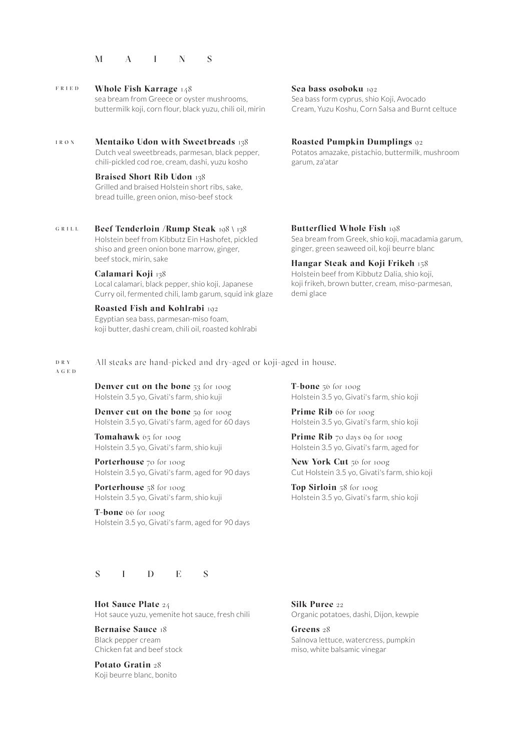# MAINS

**FRIED**

**Whole Fish Karrage** 148
sea bream from Greece or oyster mushrooms, buttermilk koji, corn flour, black yuzu, chili oil, mirin

**Sea bass osoboku** 192
Sea bass form cyprus, shio Koji, Avocado Cream, Yuzu Koshu, Corn Salsa and Burnt celtuce

**IRON**

**Mentaiko Udon with Sweetbreads** 138
Dutch veal sweetbreads, parmesan, black pepper, chili-pickled cod roe, cream, dashi, yuzu kosho

**Braised Short Rib Udon** 138
Grilled and braised Holstein short ribs, sake, bread tuille, green onion, miso-beef stock

**Roasted Pumpkin Dumplings** 92
Potatos amazake, pistachio, buttermilk, mushroom garum, za'atar

**GRILL**

**Beef Tenderloin /Rump Steak** 198 \ 138
Holstein beef from Kibbutz Ein Hashofet, pickled shiso and green onion bone marrow, ginger, beef stock, mirin, sake

**Calamari Koji** 138
Local calamari, black pepper, shio koji, Japanese Curry oil, fermented chili, lamb garum, squid ink glaze

**Roasted Fish and Kohlrabi** 192
Egyptian sea bass, parmesan-miso foam, koji butter, dashi cream, chili oil, roasted kohlrabi

**Butterflied Whole Fish** 198
Sea bream from Greek, shio koji, macadamia garum, ginger, green seaweed oil, koji beurre blanc

**Hangar Steak and Koji Frikeh** 158
Holstein beef from Kibbutz Dalia, shio koji, koji frikeh, brown butter, cream, miso-parmesan, demi glace

**DRY AGED**

All steaks are hand-picked and dry-aged or koji-aged in house.

**Denver cut on the bone** 53 for 100g
Holstein 3.5 yo, Givati's farm, shio kuji

**Denver cut on the bone** 59 for 100g
Holstein 3.5 yo, Givati's farm, aged for 60 days

**Tomahawk** 65 for 100g
Holstein 3.5 yo, Givati's farm, shio kuji

**Porterhouse** 70 for 100g
Holstein 3.5 yo, Givati's farm, aged for 90 days

**Porterhouse** 58 for 100g
Holstein 3.5 yo, Givati's farm, shio kuji

**T-bone** 66 for 100g
Holstein 3.5 yo, Givati's farm, aged for 90 days

**T-bone** 56 for 100g
Holstein 3.5 yo, Givati's farm, shio koji

**Prime Rib** 66 for 100g
Holstein 3.5 yo, Givati's farm, shio koji

**Prime Rib** 70 days 69 for 100g
Holstein 3.5 yo, Givati's farm, aged for

**New York Cut** 56 for 100g
Cut Holstein 3.5 yo, Givati's farm, shio koji

**Top Sirloin** 58 for 100g
Holstein 3.5 yo, Givati's farm, shio koji

# SIDES

**Hot Sauce Plate** 24
Hot sauce yuzu, yemenite hot sauce, fresh chili

**Bernaise Sauce** 18
Black pepper cream
Chicken fat and beef stock

**Potato Gratin** 28
Koji beurre blanc, bonito

**Silk Puree** 22
Organic potatoes, dashi, Dijon, kewpie

**Greens** 28
Salnova lettuce, watercress, pumpkin miso, white balsamic vinegar